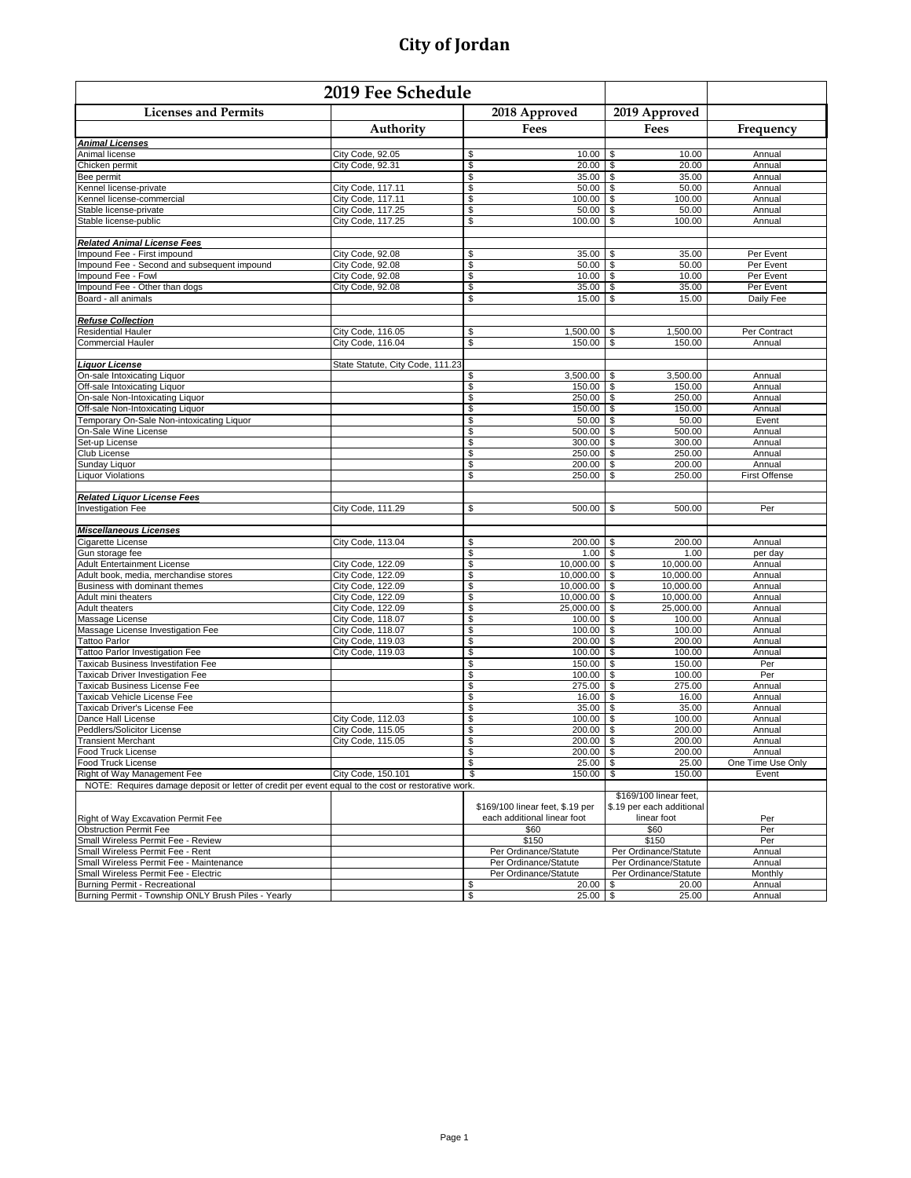# City of Jordan

| 2019 Fee Schedule | | | | |
|---|---|---|---|---|
| **Licenses and Permits** | | **2018 Approved** | **2019 Approved** | |
| | **Authority** | **Fees** | **Fees** | **Frequency** |
| ***Animal Licenses*** | | | | |
| Animal license | City Code, 92.05 | $ 10.00 | $ 10.00 | Annual |
| Chicken permit | City Code, 92.31 | $ 20.00 | $ 20.00 | Annual |
| Bee permit | | $ 35.00 | $ 35.00 | Annual |
| Kennel license-private | City Code, 117.11 | $ 50.00 | $ 50.00 | Annual |
| Kennel license-commercial | City Code, 117.11 | $ 100.00 | $ 100.00 | Annual |
| Stable license-private | City Code, 117.25 | $ 50.00 | $ 50.00 | Annual |
| Stable license-public | City Code, 117.25 | $ 100.00 | $ 100.00 | Annual |
| | | | | |
| ***Related Animal License Fees*** | | | | |
| Impound Fee - First impound | City Code, 92.08 | $ 35.00 | $ 35.00 | Per Event |
| Impound Fee - Second and subsequent impound | City Code, 92.08 | $ 50.00 | $ 50.00 | Per Event |
| Impound Fee - Fowl | City Code, 92.08 | $ 10.00 | $ 10.00 | Per Event |
| Impound Fee - Other than dogs | City Code, 92.08 | $ 35.00 | $ 35.00 | Per Event |
| Board - all animals | | $ 15.00 | $ 15.00 | Daily Fee |
| | | | | |
| ***Refuse Collection*** | | | | |
| Residential Hauler | City Code, 116.05 | $ 1,500.00 | $ 1,500.00 | Per Contract |
| Commercial Hauler | City Code, 116.04 | $ 150.00 | $ 150.00 | Annual |
| | | | | |
| ***Liquor License*** | State Statute, City Code, 111.23 | | | |
| On-sale Intoxicating Liquor | | $ 3,500.00 | $ 3,500.00 | Annual |
| Off-sale Intoxicating Liquor | | $ 150.00 | $ 150.00 | Annual |
| On-sale Non-Intoxicating Liquor | | $ 250.00 | $ 250.00 | Annual |
| Off-sale Non-Intoxicating Liquor | | $ 150.00 | $ 150.00 | Annual |
| Temporary On-Sale Non-intoxicating Liquor | | $ 50.00 | $ 50.00 | Event |
| On-Sale Wine License | | $ 500.00 | $ 500.00 | Annual |
| Set-up License | | $ 300.00 | $ 300.00 | Annual |
| Club License | | $ 250.00 | $ 250.00 | Annual |
| Sunday Liquor | | $ 200.00 | $ 200.00 | Annual |
| Liquor Violations | | $ 250.00 | $ 250.00 | First Offense |
| | | | | |
| ***Related Liquor License Fees*** | | | | |
| Investigation Fee | City Code, 111.29 | $ 500.00 | $ 500.00 | Per |
| | | | | |
| ***Miscellaneous Licenses*** | | | | |
| Cigarette License | City Code, 113.04 | $ 200.00 | $ 200.00 | Annual |
| Gun storage fee | | $ 1.00 | $ 1.00 | per day |
| Adult Entertainment License | City Code, 122.09 | $ 10,000.00 | $ 10,000.00 | Annual |
| Adult book, media, merchandise stores | City Code, 122.09 | $ 10,000.00 | $ 10,000.00 | Annual |
| Business with dominant themes | City Code, 122.09 | $ 10,000.00 | $ 10,000.00 | Annual |
| Adult mini theaters | City Code, 122.09 | $ 10,000.00 | $ 10,000.00 | Annual |
| Adult theaters | City Code, 122.09 | $ 25,000.00 | $ 25,000.00 | Annual |
| Massage License | City Code, 118.07 | $ 100.00 | $ 100.00 | Annual |
| Massage License Investigation Fee | City Code, 118.07 | $ 100.00 | $ 100.00 | Annual |
| Tattoo Parlor | City Code, 119.03 | $ 200.00 | $ 200.00 | Annual |
| Tattoo Parlor Investigation Fee | City Code, 119.03 | $ 100.00 | $ 100.00 | Annual |
| Taxicab Business Investifation Fee | | $ 150.00 | $ 150.00 | Per |
| Taxicab Driver Investigation Fee | | $ 100.00 | $ 100.00 | Per |
| Taxicab Business License Fee | | $ 275.00 | $ 275.00 | Annual |
| Taxicab Vehicle License Fee | | $ 16.00 | $ 16.00 | Annual |
| Taxicab Driver's License Fee | | $ 35.00 | $ 35.00 | Annual |
| Dance Hall License | City Code, 112.03 | $ 100.00 | $ 100.00 | Annual |
| Peddlers/Solicitor License | City Code, 115.05 | $ 200.00 | $ 200.00 | Annual |
| Transient Merchant | City Code, 115.05 | $ 200.00 | $ 200.00 | Annual |
| Food Truck License | | $ 200.00 | $ 200.00 | Annual |
| Food Truck License | | $ 25.00 | $ 25.00 | One Time Use Only |
| Right of Way Management Fee | City Code, 150.101 | $ 150.00 | $ 150.00 | Event |
| NOTE: Requires damage deposit or letter of credit per event equal to the cost or restorative work. | | | | |
| Right of Way Excavation Permit Fee | | $169/100 linear feet, $.19 per each additional linear foot | $169/100 linear feet, $.19 per each additional linear foot | Per |
| Obstruction Permit Fee | | $60 | $60 | Per |
| Small Wireless Permit Fee - Review | | $150 | $150 | Per |
| Small Wireless Permit Fee - Rent | | Per Ordinance/Statute | Per Ordinance/Statute | Annual |
| Small Wireless Permit Fee - Maintenance | | Per Ordinance/Statute | Per Ordinance/Statute | Annual |
| Small Wireless Permit Fee - Electric | | Per Ordinance/Statute | Per Ordinance/Statute | Monthly |
| Burning Permit - Recreational | | $ 20.00 | $ 20.00 | Annual |
| Burning Permit - Township ONLY Brush Piles - Yearly | | $ 25.00 | $ 25.00 | Annual |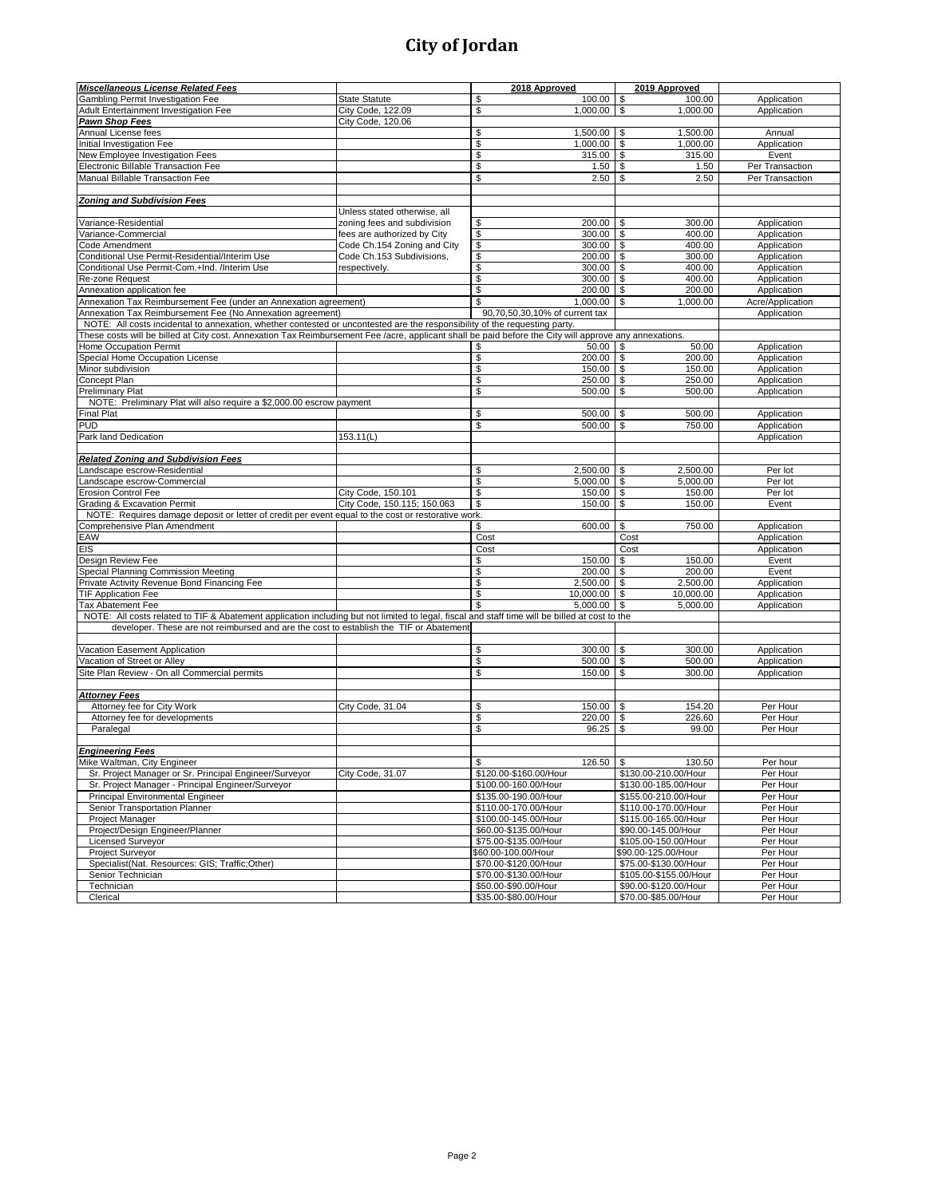# City of Jordan

| Miscellaneous License Related Fees | | 2018 Approved | 2019 Approved | |
|---|---|---|---|---|
| Gambling Permit Investigation Fee | State Statute | $ 100.00 | $ 100.00 | Application |
| Adult Entertainment Investigation Fee | City Code, 122.09 | $ 1,000.00 | $ 1,000.00 | Application |
| **Pawn Shop Fees** | City Code, 120.06 | | | |
| Annual License fees | | $ 1,500.00 | $ 1,500.00 | Annual |
| Initial Investigation Fee | | $ 1,000.00 | $ 1,000.00 | Application |
| New Employee Investigation Fees | | $ 315.00 | $ 315.00 | Event |
| Electronic Billable Transaction Fee | | $ 1.50 | $ 1.50 | Per Transaction |
| Manual Billable Transaction Fee | | $ 2.50 | $ 2.50 | Per Transaction |
| | | | | |
| **Zoning and Subdivision Fees** | | | | |
| | Unless stated otherwise, all | | | |
| Variance-Residential | zoning fees and subdivision | $ 200.00 | $ 300.00 | Application |
| Variance-Commercial | fees are authorized by City | $ 300.00 | $ 400.00 | Application |
| Code Amendment | Code Ch.154 Zoning and City | $ 300.00 | $ 400.00 | Application |
| Conditional Use Permit-Residential/Interim Use | Code Ch.153 Subdivisions, | $ 200.00 | $ 300.00 | Application |
| Conditional Use Permit-Com.+Ind. /Interim Use | respectively. | $ 300.00 | $ 400.00 | Application |
| Re-zone Request | | $ 300.00 | $ 400.00 | Application |
| Annexation application fee | | $ 200.00 | $ 200.00 | Application |
| Annexation Tax Reimbursement Fee (under an Annexation agreement) | | $ 1,000.00 | $ 1,000.00 | Acre/Application |
| Annexation Tax Reimbursement Fee (No Annexation agreement) | | 90,70,50,30,10% of current tax | | Application |
| NOTE: All costs incidental to annexation, whether contested or uncontested are the responsibility of the requesting party. | | | | |
| These costs will be billed at City cost. Annexation Tax Reimbursement Fee /acre, applicant shall be paid before the City will approve any annexations. | | | | |
| Home Occupation Permit | | $ 50.00 | $ 50.00 | Application |
| Special Home Occupation License | | $ 200.00 | $ 200.00 | Application |
| Minor subdivision | | $ 150.00 | $ 150.00 | Application |
| Concept Plan | | $ 250.00 | $ 250.00 | Application |
| Preliminary Plat | | $ 500.00 | $ 500.00 | Application |
| NOTE: Preliminary Plat will also require a $2,000.00 escrow payment | | | | |
| Final Plat | | $ 500.00 | $ 500.00 | Application |
| PUD | | $ 500.00 | $ 750.00 | Application |
| Park land Dedication | 153.11(L) | | | Application |
| | | | | |
| **Related Zoning and Subdivision Fees** | | | | |
| Landscape escrow-Residential | | $ 2,500.00 | $ 2,500.00 | Per lot |
| Landscape escrow-Commercial | | $ 5,000.00 | $ 5,000.00 | Per lot |
| Erosion Control Fee | City Code, 150.101 | $ 150.00 | $ 150.00 | Per lot |
| Grading & Excavation Permit | City Code, 150.115; 150.063 | $ 150.00 | $ 150.00 | Event |
| NOTE: Requires damage deposit or letter of credit per event equal to the cost or restorative work. | | | | |
| Comprehensive Plan Amendment | | $ 600.00 | $ 750.00 | Application |
| EAW | | Cost | Cost | Application |
| EIS | | Cost | Cost | Application |
| Design Review Fee | | $ 150.00 | $ 150.00 | Event |
| Special Planning Commission Meeting | | $ 200.00 | $ 200.00 | Event |
| Private Activity Revenue Bond Financing Fee | | $ 2,500.00 | $ 2,500.00 | Application |
| TIF Application Fee | | $ 10,000.00 | $ 10,000.00 | Application |
| Tax Abatement Fee | | $ 5,000.00 | $ 5,000.00 | Application |
| NOTE: All costs related to TIF & Abatement application including but not limited to legal, fiscal and staff time will be billed at cost to the developer. These are not reimbursed and are the cost to establish the TIF or Abatement | | | | |
| | | | | |
| Vacation Easement Application | | $ 300.00 | $ 300.00 | Application |
| Vacation of Street or Alley | | $ 500.00 | $ 500.00 | Application |
| Site Plan Review - On all Commercial permits | | $ 150.00 | $ 300.00 | Application |
| | | | | |
| **Attorney Fees** | | | | |
| Attorney fee for City Work | City Code, 31.04 | $ 150.00 | $ 154.20 | Per Hour |
| Attorney fee for developments | | $ 220.00 | $ 226.60 | Per Hour |
| Paralegal | | $ 96.25 | $ 99.00 | Per Hour |
| | | | | |
| **Engineering Fees** | | | | |
| Mike Waltman, City Engineer | | $ 126.50 | $ 130.50 | Per hour |
| Sr. Project Manager or Sr. Principal Engineer/Surveyor | City Code, 31.07 | $120.00-$160.00/Hour | $130.00-210.00/Hour | Per Hour |
| Sr. Project Manager - Principal Engineer/Surveyor | | $100.00-160.00/Hour | $130.00-185.00/Hour | Per Hour |
| Principal Environmental Engineer | | $135.00-190.00/Hour | $155.00-210.00/Hour | Per Hour |
| Senior Transportation Planner | | $110.00-170.00/Hour | $110.00-170.00/Hour | Per Hour |
| Project Manager | | $100.00-145.00/Hour | $115.00-165.00/Hour | Per Hour |
| Project/Design Engineer/Planner | | $60.00-$135.00/Hour | $90.00-145.00/Hour | Per Hour |
| Licensed Surveyor | | $75.00-$135.00/Hour | $105.00-150.00/Hour | Per Hour |
| Project Surveyor | | $60.00-100.00/Hour | $90.00-125.00/Hour | Per Hour |
| Specialist(Nat. Resources: GIS; Traffic;Other) | | $70.00-$120.00/Hour | $75.00-$130.00/Hour | Per Hour |
| Senior Technician | | $70.00-$130.00/Hour | $105.00-$155.00/Hour | Per Hour |
| Technician | | $50.00-$90.00/Hour | $90.00-$120.00/Hour | Per Hour |
| Clerical | | $35.00-$80.00/Hour | $70.00-$85.00/Hour | Per Hour |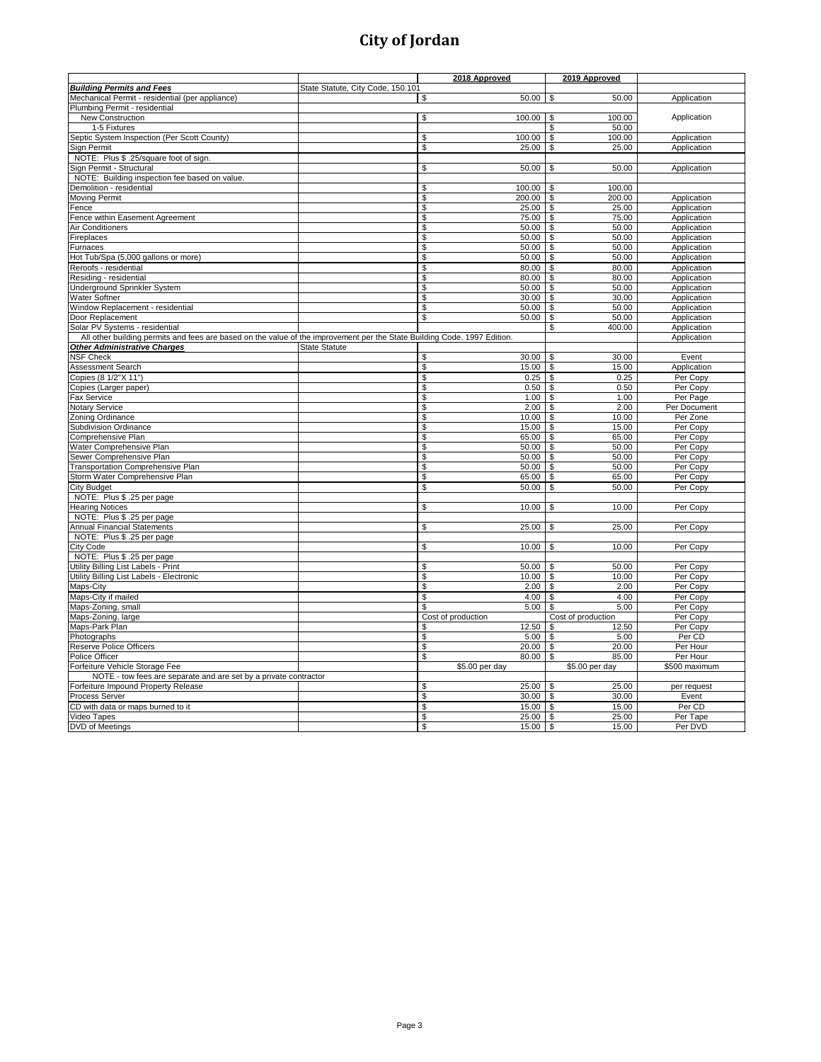# City of Jordan

| | | 2018 Approved | 2019 Approved | |
|---|---|---|---|---|
| ***Building Permits and Fees*** | State Statute, City Code, 150.101 | | | |
| Mechanical Permit - residential (per appliance) | | $ 50.00 | $ 50.00 | Application |
| Plumbing Permit - residential | | | | |
| New Construction | | $ 100.00 | $ 100.00 | Application |
| 1-5 Fixtures | | | $ 50.00 | |
| Septic System Inspection (Per Scott County) | | $ 100.00 | $ 100.00 | Application |
| Sign Permit | | $ 25.00 | $ 25.00 | Application |
| NOTE: Plus $ .25/square foot of sign. | | | | |
| Sign Permit - Structural | | $ 50.00 | $ 50.00 | Application |
| NOTE: Building inspection fee based on value. | | | | |
| Demolition - residential | | $ 100.00 | $ 100.00 | |
| Moving Permit | | $ 200.00 | $ 200.00 | Application |
| Fence | | $ 25.00 | $ 25.00 | Application |
| Fence within Easement Agreement | | $ 75.00 | $ 75.00 | Application |
| Air Conditioners | | $ 50.00 | $ 50.00 | Application |
| Fireplaces | | $ 50.00 | $ 50.00 | Application |
| Furnaces | | $ 50.00 | $ 50.00 | Application |
| Hot Tub/Spa (5,000 gallons or more) | | $ 50.00 | $ 50.00 | Application |
| Reroofs - residential | | $ 80.00 | $ 80.00 | Application |
| Residing - residential | | $ 80.00 | $ 80.00 | Application |
| Underground Sprinkler System | | $ 50.00 | $ 50.00 | Application |
| Water Softner | | $ 30.00 | $ 30.00 | Application |
| Window Replacement - residential | | $ 50.00 | $ 50.00 | Application |
| Door Replacement | | $ 50.00 | $ 50.00 | Application |
| Solar PV Systems - residential | | | $ 400.00 | Application |
| All other building permits and fees are based on the value of the improvement per the State Building Code, 1997 Edition. | | | | Application |
| ***Other Administrative Charges*** | State Statute | | | |
| NSF Check | | $ 30.00 | $ 30.00 | Event |
| Assessment Search | | $ 15.00 | $ 15.00 | Application |
| Copies (8 1/2"X 11") | | $ 0.25 | $ 0.25 | Per Copy |
| Copies (Larger paper) | | $ 0.50 | $ 0.50 | Per Copy |
| Fax Service | | $ 1.00 | $ 1.00 | Per Page |
| Notary Service | | $ 2.00 | $ 2.00 | Per Document |
| Zoning Ordinance | | $ 10.00 | $ 10.00 | Per Zone |
| Subdivision Ordinance | | $ 15.00 | $ 15.00 | Per Copy |
| Comprehensive Plan | | $ 65.00 | $ 65.00 | Per Copy |
| Water Comprehensive Plan | | $ 50.00 | $ 50.00 | Per Copy |
| Sewer Comprehensive Plan | | $ 50.00 | $ 50.00 | Per Copy |
| Transportation Comprehensive Plan | | $ 50.00 | $ 50.00 | Per Copy |
| Storm Water Comprehensive Plan | | $ 65.00 | $ 65.00 | Per Copy |
| City Budget | | $ 50.00 | $ 50.00 | Per Copy |
| NOTE: Plus $ .25 per page | | | | |
| Hearing Notices | | $ 10.00 | $ 10.00 | Per Copy |
| NOTE: Plus $ .25 per page | | | | |
| Annual Financial Statements | | $ 25.00 | $ 25.00 | Per Copy |
| NOTE: Plus $ .25 per page | | | | |
| City Code | | $ 10.00 | $ 10.00 | Per Copy |
| NOTE: Plus $ .25 per page | | | | |
| Utility Billing List Labels - Print | | $ 50.00 | $ 50.00 | Per Copy |
| Utility Billing List Labels - Electronic | | $ 10.00 | $ 10.00 | Per Copy |
| Maps-City | | $ 2.00 | $ 2.00 | Per Copy |
| Maps-City if mailed | | $ 4.00 | $ 4.00 | Per Copy |
| Maps-Zoning, small | | $ 5.00 | $ 5.00 | Per Copy |
| Maps-Zoning, large | | Cost of production | Cost of production | Per Copy |
| Maps-Park Plan | | $ 12.50 | $ 12.50 | Per Copy |
| Photographs | | $ 5.00 | $ 5.00 | Per CD |
| Reserve Police Officers | | $ 20.00 | $ 20.00 | Per Hour |
| Police Officer | | $ 80.00 | $ 85.00 | Per Hour |
| Forfeiture Vehicle Storage Fee | | $5.00 per day | $5.00 per day | $500 maximum |
| NOTE - tow fees are separate and are set by a private contractor | | | | |
| Forfeiture Impound Property Release | | $ 25.00 | $ 25.00 | per request |
| Process Server | | $ 30.00 | $ 30.00 | Event |
| CD with data or maps burned to it | | $ 15.00 | $ 15.00 | Per CD |
| Video Tapes | | $ 25.00 | $ 25.00 | Per Tape |
| DVD of Meetings | | $ 15.00 | $ 15.00 | Per DVD |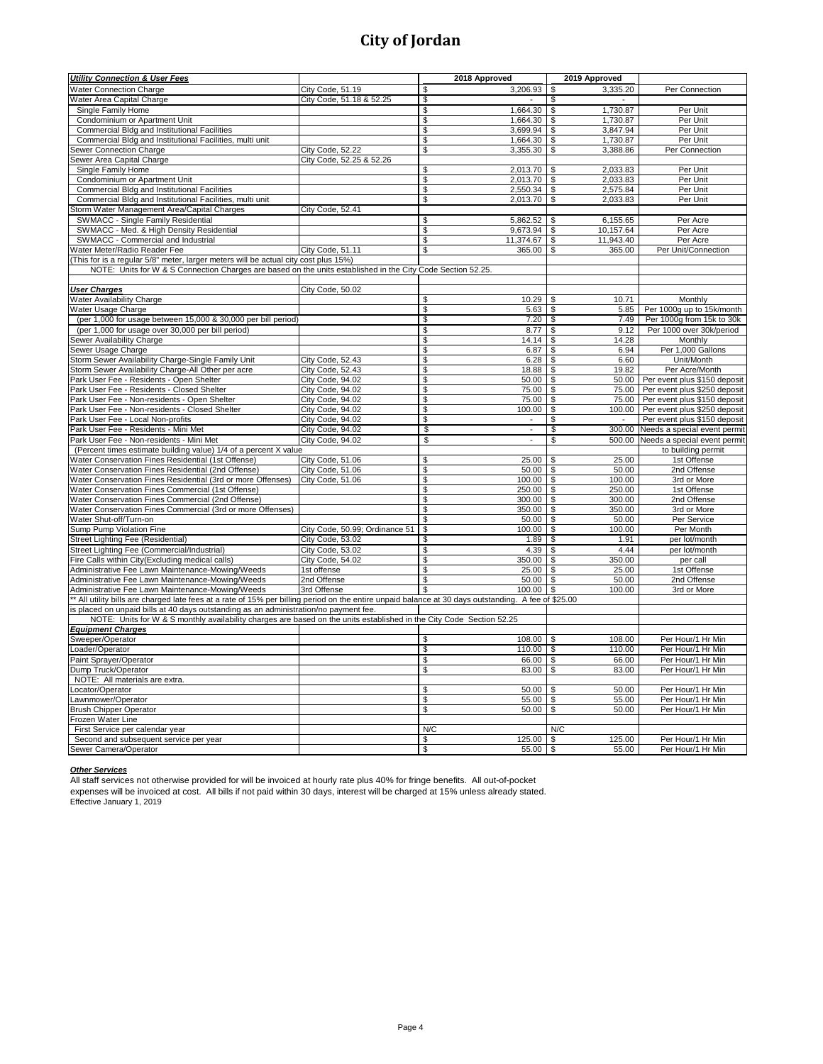# City of Jordan

| ***Utility Connection & User Fees*** | | 2018 Approved | 2019 Approved | |
|---|---|---|---|---|
| Water Connection Charge | City Code, 51.19 | $ 3,206.93 | $ 3,335.20 | Per Connection |
| Water Area Capital Charge | City Code, 51.18 & 52.25 | $ - | $ - | |
| Single Family Home | | $ 1,664.30 | $ 1,730.87 | Per Unit |
| Condominium or Apartment Unit | | $ 1,664.30 | $ 1,730.87 | Per Unit |
| Commercial Bldg and Institutional Facilities | | $ 3,699.94 | $ 3,847.94 | Per Unit |
| Commercial Bldg and Institutional Facilities, multi unit | | $ 1,664.30 | $ 1,730.87 | Per Unit |
| Sewer Connection Charge | City Code, 52.22 | $ 3,355.30 | $ 3,388.86 | Per Connection |
| Sewer Area Capital Charge | City Code, 52.25 & 52.26 | | | |
| Single Family Home | | $ 2,013.70 | $ 2,033.83 | Per Unit |
| Condominium or Apartment Unit | | $ 2,013.70 | $ 2,033.83 | Per Unit |
| Commercial Bldg and Institutional Facilities | | $ 2,550.34 | $ 2,575.84 | Per Unit |
| Commercial Bldg and Institutional Facilities, multi unit | | $ 2,013.70 | $ 2,033.83 | Per Unit |
| Storm Water Management Area/Capital Charges | City Code, 52.41 | | | |
| SWMACC - Single Family Residential | | $ 5,862.52 | $ 6,155.65 | Per Acre |
| SWMACC - Med. & High Density Residential | | $ 9,673.94 | $ 10,157.64 | Per Acre |
| SWMACC - Commercial and Industrial | | $ 11,374.67 | $ 11,943.40 | Per Acre |
| Water Meter/Radio Reader Fee | City Code, 51.11 | $ 365.00 | $ 365.00 | Per Unit/Connection |
| (This for is a regular 5/8" meter, larger meters will be actual city cost plus 15%) | | | | |
| NOTE: Units for W & S Connection Charges are based on the units established in the City Code Section 52.25. | | | | |
| | | | | |
| ***User Charges*** | City Code, 50.02 | | | |
| Water Availability Charge | | $ 10.29 | $ 10.71 | Monthly |
| Water Usage Charge | | $ 5.63 | $ 5.85 | Per 1000g up to 15k/month |
| (per 1,000 for usage between 15,000 & 30,000 per bill period) | | $ 7.20 | $ 7.49 | Per 1000g from 15k to 30k |
| (per 1,000 for usage over 30,000 per bill period) | | $ 8.77 | $ 9.12 | Per 1000 over 30k/period |
| Sewer Availability Charge | | $ 14.14 | $ 14.28 | Monthly |
| Sewer Usage Charge | | $ 6.87 | $ 6.94 | Per 1,000 Gallons |
| Storm Sewer Availability Charge-Single Family Unit | City Code, 52.43 | $ 6.28 | $ 6.60 | Unit/Month |
| Storm Sewer Availability Charge-All Other per acre | City Code, 52.43 | $ 18.88 | $ 19.82 | Per Acre/Month |
| Park User Fee - Residents - Open Shelter | City Code, 94.02 | $ 50.00 | $ 50.00 | Per event plus $150 deposit |
| Park User Fee - Residents - Closed Shelter | City Code, 94.02 | $ 75.00 | $ 75.00 | Per event plus $250 deposit |
| Park User Fee - Non-residents - Open Shelter | City Code, 94.02 | $ 75.00 | $ 75.00 | Per event plus $150 deposit |
| Park User Fee - Non-residents - Closed Shelter | City Code, 94.02 | $ 100.00 | $ 100.00 | Per event plus $250 deposit |
| Park User Fee - Local Non-profits | City Code, 94.02 | $ - | $ - | Per event plus $150 deposit |
| Park User Fee - Residents - Mini Met | City Code, 94.02 | $ - | $ 300.00 | Needs a special event permit |
| Park User Fee - Non-residents - Mini Met | City Code, 94.02 | $ - | $ 500.00 | Needs a special event permit |
| (Percent times estimate building value) 1/4 of a percent X value | | | | to building permit |
| Water Conservation Fines Residential (1st Offense) | City Code, 51.06 | $ 25.00 | $ 25.00 | 1st Offense |
| Water Conservation Fines Residential (2nd Offense) | City Code, 51.06 | $ 50.00 | $ 50.00 | 2nd Offense |
| Water Conservation Fines Residential (3rd or more Offenses) | City Code, 51.06 | $ 100.00 | $ 100.00 | 3rd or More |
| Water Conservation Fines Commercial (1st Offense) | | $ 250.00 | $ 250.00 | 1st Offense |
| Water Conservation Fines Commercial (2nd Offense) | | $ 300.00 | $ 300.00 | 2nd Offense |
| Water Conservation Fines Commercial (3rd or more Offenses) | | $ 350.00 | $ 350.00 | 3rd or More |
| Water Shut-off/Turn-on | | $ 50.00 | $ 50.00 | Per Service |
| Sump Pump Violation Fine | City Code, 50.99; Ordinance 51 | $ 100.00 | $ 100.00 | Per Month |
| Street Lighting Fee (Residential) | City Code, 53.02 | $ 1.89 | $ 1.91 | per lot/month |
| Street Lighting Fee (Commercial/Industrial) | City Code, 53.02 | $ 4.39 | $ 4.44 | per lot/month |
| Fire Calls within City(Excluding medical calls) | City Code, 54.02 | $ 350.00 | $ 350.00 | per call |
| Administrative Fee Lawn Maintenance-Mowing/Weeds | 1st offense | $ 25.00 | $ 25.00 | 1st Offense |
| Administrative Fee Lawn Maintenance-Mowing/Weeds | 2nd Offense | $ 50.00 | $ 50.00 | 2nd Offense |
| Administrative Fee Lawn Maintenance-Mowing/Weeds | 3rd Offense | $ 100.00 | $ 100.00 | 3rd or More |
| ** All utility bills are charged late fees at a rate of 15% per billing period on the entire unpaid balance at 30 days outstanding. A fee of $25.00 | | | | |
| is placed on unpaid bills at 40 days outstanding as an administration/no payment fee. | | | | |
| NOTE: Units for W & S monthly availability charges are based on the units established in the City Code Section 52.25 | | | | |
| ***Equipment Charges*** | | | | |
| Sweeper/Operator | | $ 108.00 | $ 108.00 | Per Hour/1 Hr Min |
| Loader/Operator | | $ 110.00 | $ 110.00 | Per Hour/1 Hr Min |
| Paint Sprayer/Operator | | $ 66.00 | $ 66.00 | Per Hour/1 Hr Min |
| Dump Truck/Operator | | $ 83.00 | $ 83.00 | Per Hour/1 Hr Min |
| NOTE: All materials are extra. | | | | |
| Locator/Operator | | $ 50.00 | $ 50.00 | Per Hour/1 Hr Min |
| Lawnmower/Operator | | $ 55.00 | $ 55.00 | Per Hour/1 Hr Min |
| Brush Chipper Operator | | $ 50.00 | $ 50.00 | Per Hour/1 Hr Min |
| Frozen Water Line | | | | |
| First Service per calendar year | | N/C | N/C | |
| Second and subsequent service per year | | $ 125.00 | $ 125.00 | Per Hour/1 Hr Min |
| Sewer Camera/Operator | | $ 55.00 | $ 55.00 | Per Hour/1 Hr Min |

***Other Services***

All staff services not otherwise provided for will be invoiced at hourly rate plus 40% for fringe benefits. All out-of-pocket expenses will be invoiced at cost. All bills if not paid within 30 days, interest will be charged at 15% unless already stated.

Effective January 1, 2019